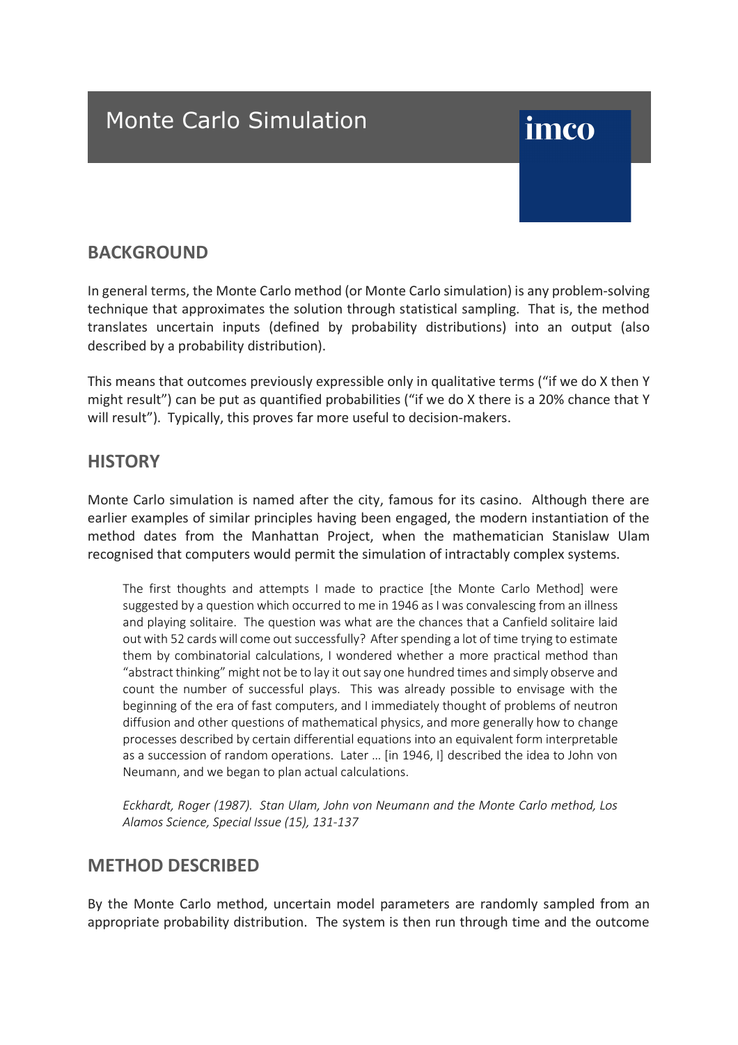# Monte Carlo Simulation

imco

## BACKGROUND

In general terms, the Monte Carlo method (or Monte Carlo simulation) is any problem-solving technique that approximates the solution through statistical sampling. That is, the method translates uncertain inputs (defined by probability distributions) into an output (also described by a probability distribution).

This means that outcomes previously expressible only in qualitative terms ("if we do X then Y might result") can be put as quantified probabilities ("if we do X there is a 20% chance that Y will result"). Typically, this proves far more useful to decision-makers.

## HISTORY

Monte Carlo simulation is named after the city, famous for its casino. Although there are earlier examples of similar principles having been engaged, the modern instantiation of the method dates from the Manhattan Project, when the mathematician Stanislaw Ulam recognised that computers would permit the simulation of intractably complex systems.

> The first thoughts and attempts I made to practice [the Monte Carlo Method] were suggested by a question which occurred to me in 1946 as I was convalescing from an illness and playing solitaire. The question was what are the chances that a Canfield solitaire laid out with 52 cards will come out successfully? After spending a lot of time trying to estimate them by combinatorial calculations, I wondered whether a more practical method than "abstract thinking" might not be to lay it out say one hundred times and simply observe and count the number of successful plays. This was already possible to envisage with the beginning of the era of fast computers, and I immediately thought of problems of neutron diffusion and other questions of mathematical physics, and more generally how to change processes described by certain differential equations into an equivalent form interpretable as a succession of random operations. Later … [in 1946, I] described the idea to John von Neumann, and we began to plan actual calculations.
>
> *Eckhardt, Roger (1987). Stan Ulam, John von Neumann and the Monte Carlo method, Los Alamos Science, Special Issue (15), 131-137*

## METHOD DESCRIBED

By the Monte Carlo method, uncertain model parameters are randomly sampled from an appropriate probability distribution. The system is then run through time and the outcome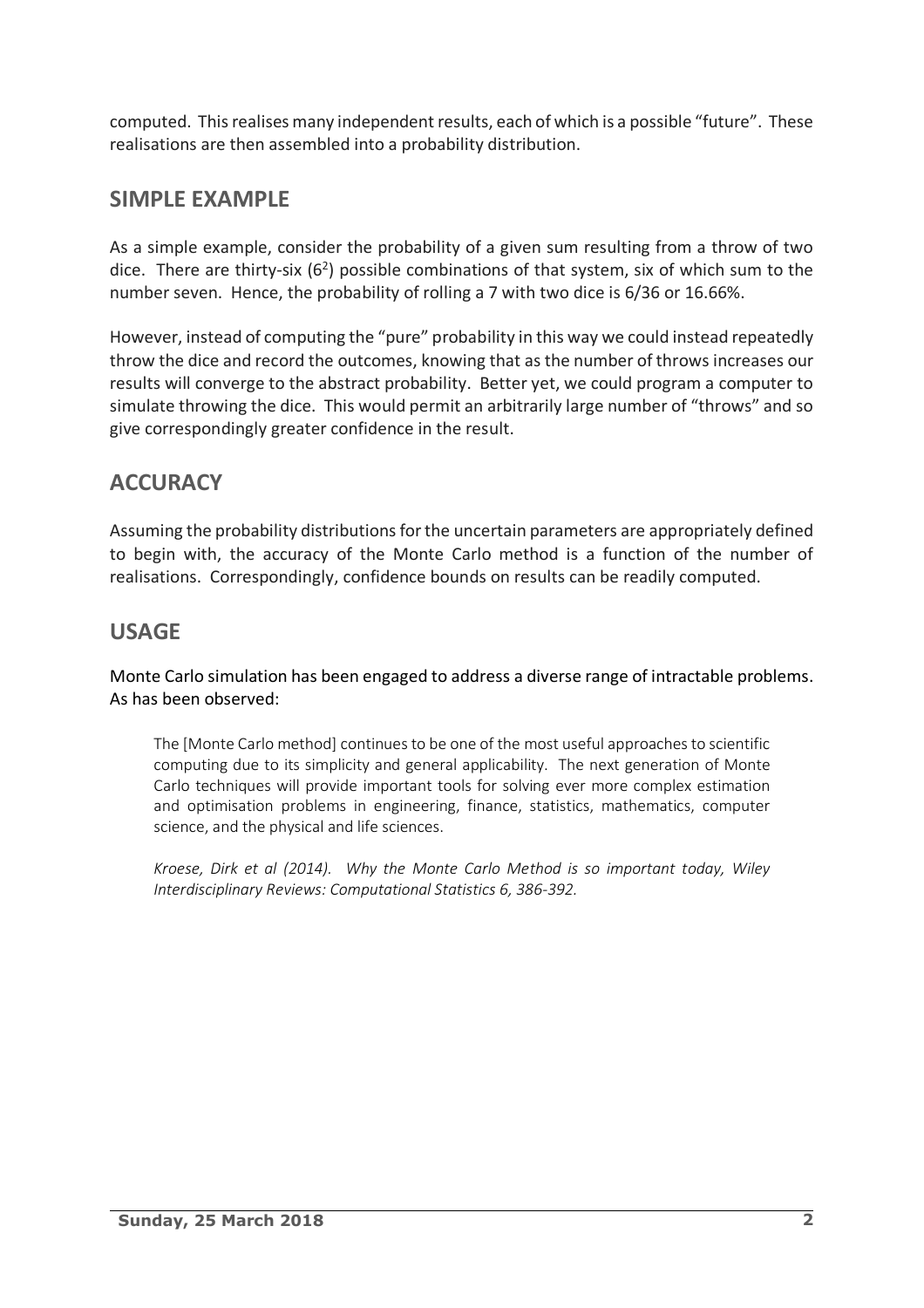computed. This realises many independent results, each of which is a possible "future". These realisations are then assembled into a probability distribution.

## SIMPLE EXAMPLE

As a simple example, consider the probability of a given sum resulting from a throw of two dice. There are thirty-six ($6^2$) possible combinations of that system, six of which sum to the number seven. Hence, the probability of rolling a 7 with two dice is 6/36 or 16.66%.

However, instead of computing the "pure" probability in this way we could instead repeatedly throw the dice and record the outcomes, knowing that as the number of throws increases our results will converge to the abstract probability. Better yet, we could program a computer to simulate throwing the dice. This would permit an arbitrarily large number of "throws" and so give correspondingly greater confidence in the result.

## ACCURACY

Assuming the probability distributions for the uncertain parameters are appropriately defined to begin with, the accuracy of the Monte Carlo method is a function of the number of realisations. Correspondingly, confidence bounds on results can be readily computed.

## USAGE

Monte Carlo simulation has been engaged to address a diverse range of intractable problems. As has been observed:

> The [Monte Carlo method] continues to be one of the most useful approaches to scientific computing due to its simplicity and general applicability. The next generation of Monte Carlo techniques will provide important tools for solving ever more complex estimation and optimisation problems in engineering, finance, statistics, mathematics, computer science, and the physical and life sciences.
>
> *Kroese, Dirk et al (2014). Why the Monte Carlo Method is so important today, Wiley Interdisciplinary Reviews: Computational Statistics 6, 386-392.*